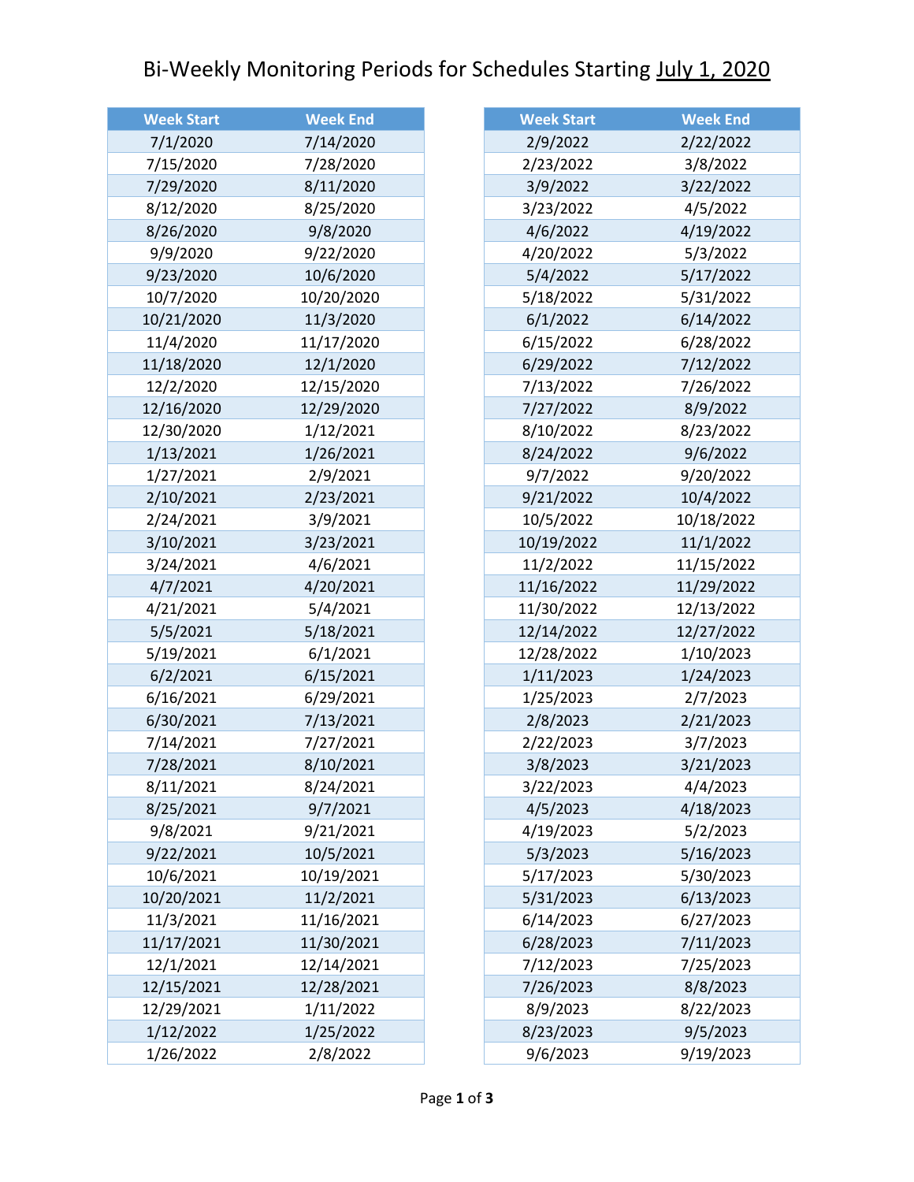# Bi-Weekly Monitoring Periods for Schedules Starting July 1, 2020

| Week Start | Week End |
|---|---|
| 7/1/2020 | 7/14/2020 |
| 7/15/2020 | 7/28/2020 |
| 7/29/2020 | 8/11/2020 |
| 8/12/2020 | 8/25/2020 |
| 8/26/2020 | 9/8/2020 |
| 9/9/2020 | 9/22/2020 |
| 9/23/2020 | 10/6/2020 |
| 10/7/2020 | 10/20/2020 |
| 10/21/2020 | 11/3/2020 |
| 11/4/2020 | 11/17/2020 |
| 11/18/2020 | 12/1/2020 |
| 12/2/2020 | 12/15/2020 |
| 12/16/2020 | 12/29/2020 |
| 12/30/2020 | 1/12/2021 |
| 1/13/2021 | 1/26/2021 |
| 1/27/2021 | 2/9/2021 |
| 2/10/2021 | 2/23/2021 |
| 2/24/2021 | 3/9/2021 |
| 3/10/2021 | 3/23/2021 |
| 3/24/2021 | 4/6/2021 |
| 4/7/2021 | 4/20/2021 |
| 4/21/2021 | 5/4/2021 |
| 5/5/2021 | 5/18/2021 |
| 5/19/2021 | 6/1/2021 |
| 6/2/2021 | 6/15/2021 |
| 6/16/2021 | 6/29/2021 |
| 6/30/2021 | 7/13/2021 |
| 7/14/2021 | 7/27/2021 |
| 7/28/2021 | 8/10/2021 |
| 8/11/2021 | 8/24/2021 |
| 8/25/2021 | 9/7/2021 |
| 9/8/2021 | 9/21/2021 |
| 9/22/2021 | 10/5/2021 |
| 10/6/2021 | 10/19/2021 |
| 10/20/2021 | 11/2/2021 |
| 11/3/2021 | 11/16/2021 |
| 11/17/2021 | 11/30/2021 |
| 12/1/2021 | 12/14/2021 |
| 12/15/2021 | 12/28/2021 |
| 12/29/2021 | 1/11/2022 |
| 1/12/2022 | 1/25/2022 |
| 1/26/2022 | 2/8/2022 |
| 2/9/2022 | 2/22/2022 |
| 2/23/2022 | 3/8/2022 |
| 3/9/2022 | 3/22/2022 |
| 3/23/2022 | 4/5/2022 |
| 4/6/2022 | 4/19/2022 |
| 4/20/2022 | 5/3/2022 |
| 5/4/2022 | 5/17/2022 |
| 5/18/2022 | 5/31/2022 |
| 6/1/2022 | 6/14/2022 |
| 6/15/2022 | 6/28/2022 |
| 6/29/2022 | 7/12/2022 |
| 7/13/2022 | 7/26/2022 |
| 7/27/2022 | 8/9/2022 |
| 8/10/2022 | 8/23/2022 |
| 8/24/2022 | 9/6/2022 |
| 9/7/2022 | 9/20/2022 |
| 9/21/2022 | 10/4/2022 |
| 10/5/2022 | 10/18/2022 |
| 10/19/2022 | 11/1/2022 |
| 11/2/2022 | 11/15/2022 |
| 11/16/2022 | 11/29/2022 |
| 11/30/2022 | 12/13/2022 |
| 12/14/2022 | 12/27/2022 |
| 12/28/2022 | 1/10/2023 |
| 1/11/2023 | 1/24/2023 |
| 1/25/2023 | 2/7/2023 |
| 2/8/2023 | 2/21/2023 |
| 2/22/2023 | 3/7/2023 |
| 3/8/2023 | 3/21/2023 |
| 3/22/2023 | 4/4/2023 |
| 4/5/2023 | 4/18/2023 |
| 4/19/2023 | 5/2/2023 |
| 5/3/2023 | 5/16/2023 |
| 5/17/2023 | 5/30/2023 |
| 5/31/2023 | 6/13/2023 |
| 6/14/2023 | 6/27/2023 |
| 6/28/2023 | 7/11/2023 |
| 7/12/2023 | 7/25/2023 |
| 7/26/2023 | 8/8/2023 |
| 8/9/2023 | 8/22/2023 |
| 8/23/2023 | 9/5/2023 |
| 9/6/2023 | 9/19/2023 |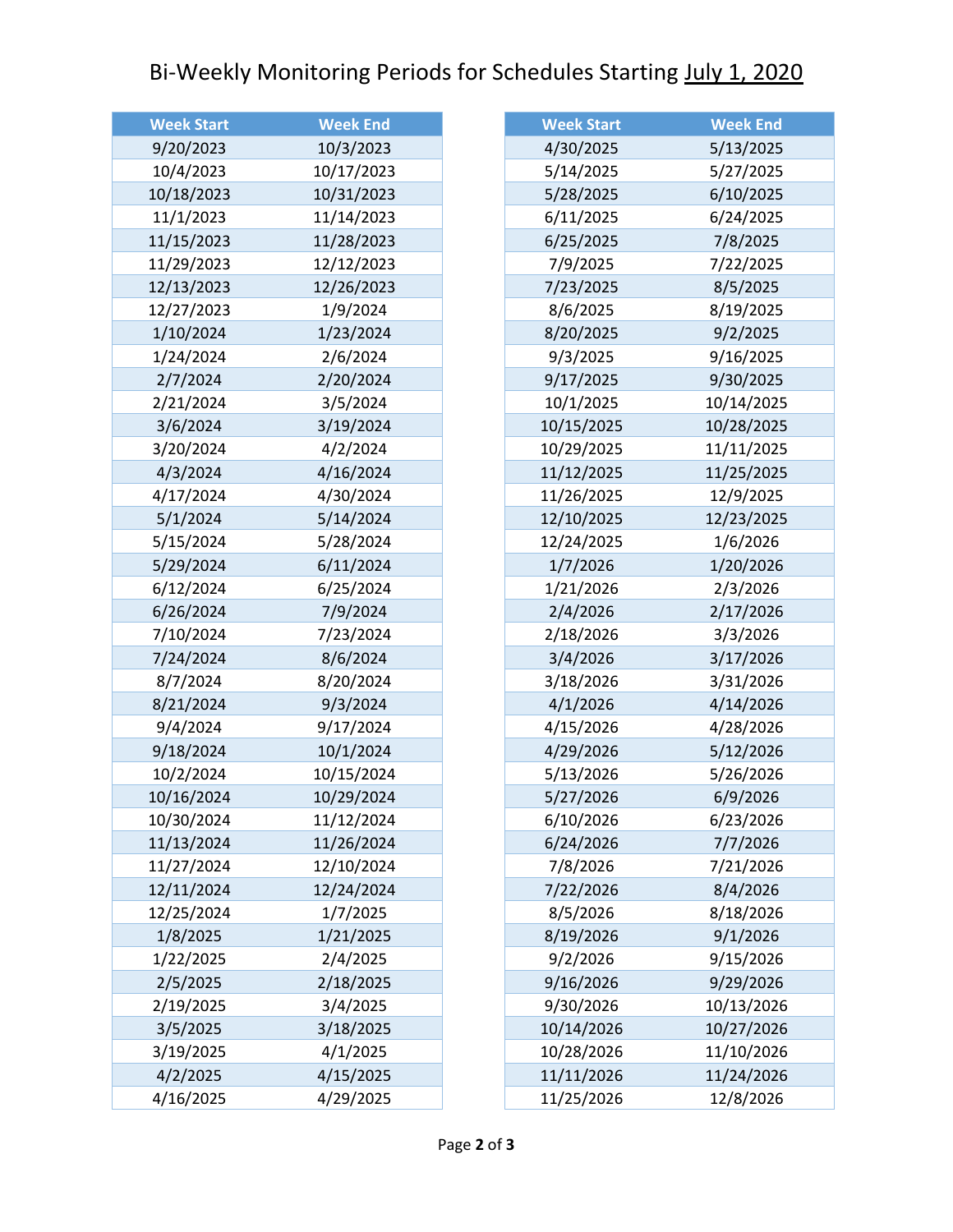# Bi-Weekly Monitoring Periods for Schedules Starting July 1, 2020

| Week Start | Week End |
|---|---|
| 9/20/2023 | 10/3/2023 |
| 10/4/2023 | 10/17/2023 |
| 10/18/2023 | 10/31/2023 |
| 11/1/2023 | 11/14/2023 |
| 11/15/2023 | 11/28/2023 |
| 11/29/2023 | 12/12/2023 |
| 12/13/2023 | 12/26/2023 |
| 12/27/2023 | 1/9/2024 |
| 1/10/2024 | 1/23/2024 |
| 1/24/2024 | 2/6/2024 |
| 2/7/2024 | 2/20/2024 |
| 2/21/2024 | 3/5/2024 |
| 3/6/2024 | 3/19/2024 |
| 3/20/2024 | 4/2/2024 |
| 4/3/2024 | 4/16/2024 |
| 4/17/2024 | 4/30/2024 |
| 5/1/2024 | 5/14/2024 |
| 5/15/2024 | 5/28/2024 |
| 5/29/2024 | 6/11/2024 |
| 6/12/2024 | 6/25/2024 |
| 6/26/2024 | 7/9/2024 |
| 7/10/2024 | 7/23/2024 |
| 7/24/2024 | 8/6/2024 |
| 8/7/2024 | 8/20/2024 |
| 8/21/2024 | 9/3/2024 |
| 9/4/2024 | 9/17/2024 |
| 9/18/2024 | 10/1/2024 |
| 10/2/2024 | 10/15/2024 |
| 10/16/2024 | 10/29/2024 |
| 10/30/2024 | 11/12/2024 |
| 11/13/2024 | 11/26/2024 |
| 11/27/2024 | 12/10/2024 |
| 12/11/2024 | 12/24/2024 |
| 12/25/2024 | 1/7/2025 |
| 1/8/2025 | 1/21/2025 |
| 1/22/2025 | 2/4/2025 |
| 2/5/2025 | 2/18/2025 |
| 2/19/2025 | 3/4/2025 |
| 3/5/2025 | 3/18/2025 |
| 3/19/2025 | 4/1/2025 |
| 4/2/2025 | 4/15/2025 |
| 4/16/2025 | 4/29/2025 |
| 4/30/2025 | 5/13/2025 |
| 5/14/2025 | 5/27/2025 |
| 5/28/2025 | 6/10/2025 |
| 6/11/2025 | 6/24/2025 |
| 6/25/2025 | 7/8/2025 |
| 7/9/2025 | 7/22/2025 |
| 7/23/2025 | 8/5/2025 |
| 8/6/2025 | 8/19/2025 |
| 8/20/2025 | 9/2/2025 |
| 9/3/2025 | 9/16/2025 |
| 9/17/2025 | 9/30/2025 |
| 10/1/2025 | 10/14/2025 |
| 10/15/2025 | 10/28/2025 |
| 10/29/2025 | 11/11/2025 |
| 11/12/2025 | 11/25/2025 |
| 11/26/2025 | 12/9/2025 |
| 12/10/2025 | 12/23/2025 |
| 12/24/2025 | 1/6/2026 |
| 1/7/2026 | 1/20/2026 |
| 1/21/2026 | 2/3/2026 |
| 2/4/2026 | 2/17/2026 |
| 2/18/2026 | 3/3/2026 |
| 3/4/2026 | 3/17/2026 |
| 3/18/2026 | 3/31/2026 |
| 4/1/2026 | 4/14/2026 |
| 4/15/2026 | 4/28/2026 |
| 4/29/2026 | 5/12/2026 |
| 5/13/2026 | 5/26/2026 |
| 5/27/2026 | 6/9/2026 |
| 6/10/2026 | 6/23/2026 |
| 6/24/2026 | 7/7/2026 |
| 7/8/2026 | 7/21/2026 |
| 7/22/2026 | 8/4/2026 |
| 8/5/2026 | 8/18/2026 |
| 8/19/2026 | 9/1/2026 |
| 9/2/2026 | 9/15/2026 |
| 9/16/2026 | 9/29/2026 |
| 9/30/2026 | 10/13/2026 |
| 10/14/2026 | 10/27/2026 |
| 10/28/2026 | 11/10/2026 |
| 11/11/2026 | 11/24/2026 |
| 11/25/2026 | 12/8/2026 |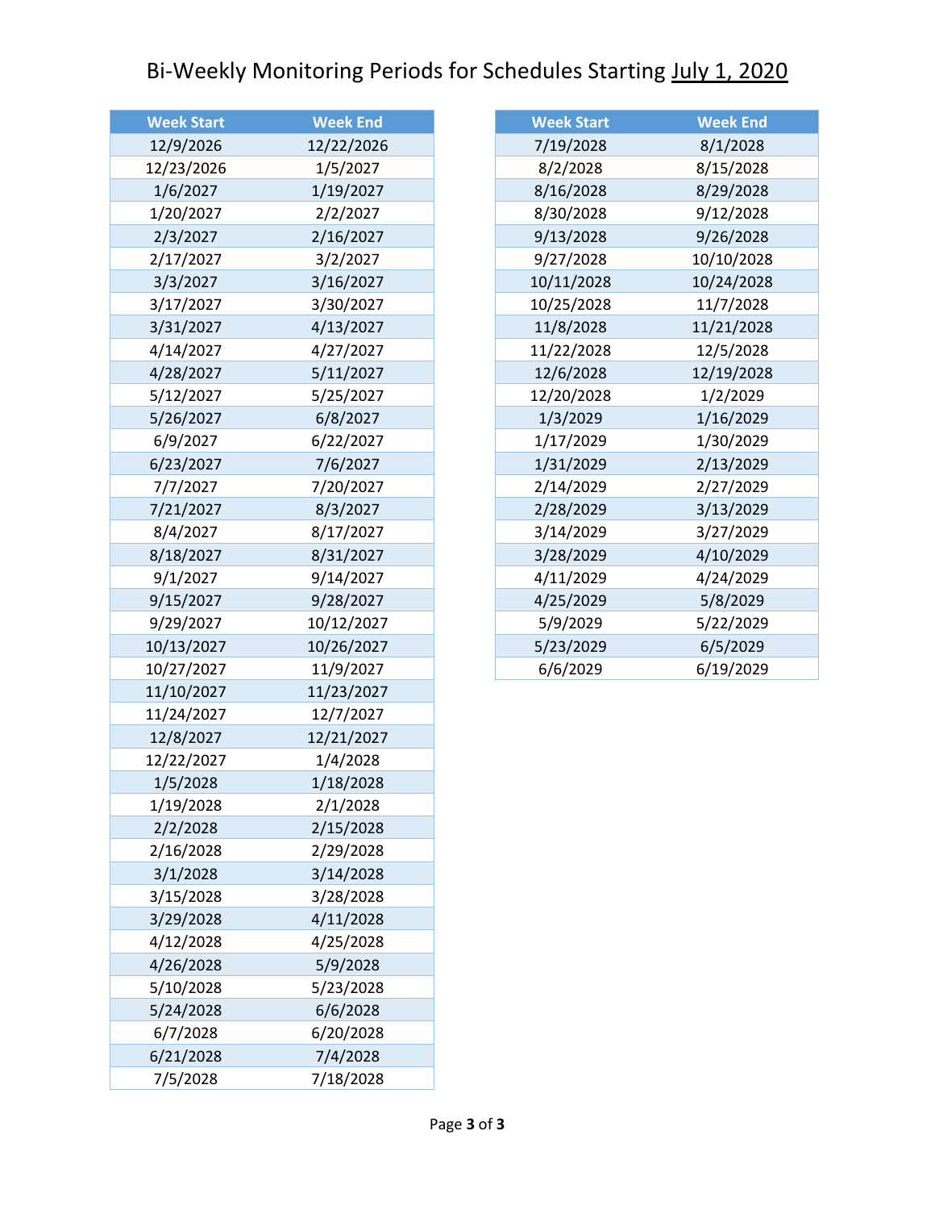# Bi-Weekly Monitoring Periods for Schedules Starting July 1, 2020

| Week Start | Week End |
|---|---|
| 12/9/2026 | 12/22/2026 |
| 12/23/2026 | 1/5/2027 |
| 1/6/2027 | 1/19/2027 |
| 1/20/2027 | 2/2/2027 |
| 2/3/2027 | 2/16/2027 |
| 2/17/2027 | 3/2/2027 |
| 3/3/2027 | 3/16/2027 |
| 3/17/2027 | 3/30/2027 |
| 3/31/2027 | 4/13/2027 |
| 4/14/2027 | 4/27/2027 |
| 4/28/2027 | 5/11/2027 |
| 5/12/2027 | 5/25/2027 |
| 5/26/2027 | 6/8/2027 |
| 6/9/2027 | 6/22/2027 |
| 6/23/2027 | 7/6/2027 |
| 7/7/2027 | 7/20/2027 |
| 7/21/2027 | 8/3/2027 |
| 8/4/2027 | 8/17/2027 |
| 8/18/2027 | 8/31/2027 |
| 9/1/2027 | 9/14/2027 |
| 9/15/2027 | 9/28/2027 |
| 9/29/2027 | 10/12/2027 |
| 10/13/2027 | 10/26/2027 |
| 10/27/2027 | 11/9/2027 |
| 11/10/2027 | 11/23/2027 |
| 11/24/2027 | 12/7/2027 |
| 12/8/2027 | 12/21/2027 |
| 12/22/2027 | 1/4/2028 |
| 1/5/2028 | 1/18/2028 |
| 1/19/2028 | 2/1/2028 |
| 2/2/2028 | 2/15/2028 |
| 2/16/2028 | 2/29/2028 |
| 3/1/2028 | 3/14/2028 |
| 3/15/2028 | 3/28/2028 |
| 3/29/2028 | 4/11/2028 |
| 4/12/2028 | 4/25/2028 |
| 4/26/2028 | 5/9/2028 |
| 5/10/2028 | 5/23/2028 |
| 5/24/2028 | 6/6/2028 |
| 6/7/2028 | 6/20/2028 |
| 6/21/2028 | 7/4/2028 |
| 7/5/2028 | 7/18/2028 |

| Week Start | Week End |
|---|---|
| 7/19/2028 | 8/1/2028 |
| 8/2/2028 | 8/15/2028 |
| 8/16/2028 | 8/29/2028 |
| 8/30/2028 | 9/12/2028 |
| 9/13/2028 | 9/26/2028 |
| 9/27/2028 | 10/10/2028 |
| 10/11/2028 | 10/24/2028 |
| 10/25/2028 | 11/7/2028 |
| 11/8/2028 | 11/21/2028 |
| 11/22/2028 | 12/5/2028 |
| 12/6/2028 | 12/19/2028 |
| 12/20/2028 | 1/2/2029 |
| 1/3/2029 | 1/16/2029 |
| 1/17/2029 | 1/30/2029 |
| 1/31/2029 | 2/13/2029 |
| 2/14/2029 | 2/27/2029 |
| 2/28/2029 | 3/13/2029 |
| 3/14/2029 | 3/27/2029 |
| 3/28/2029 | 4/10/2029 |
| 4/11/2029 | 4/24/2029 |
| 4/25/2029 | 5/8/2029 |
| 5/9/2029 | 5/22/2029 |
| 5/23/2029 | 6/5/2029 |
| 6/6/2029 | 6/19/2029 |